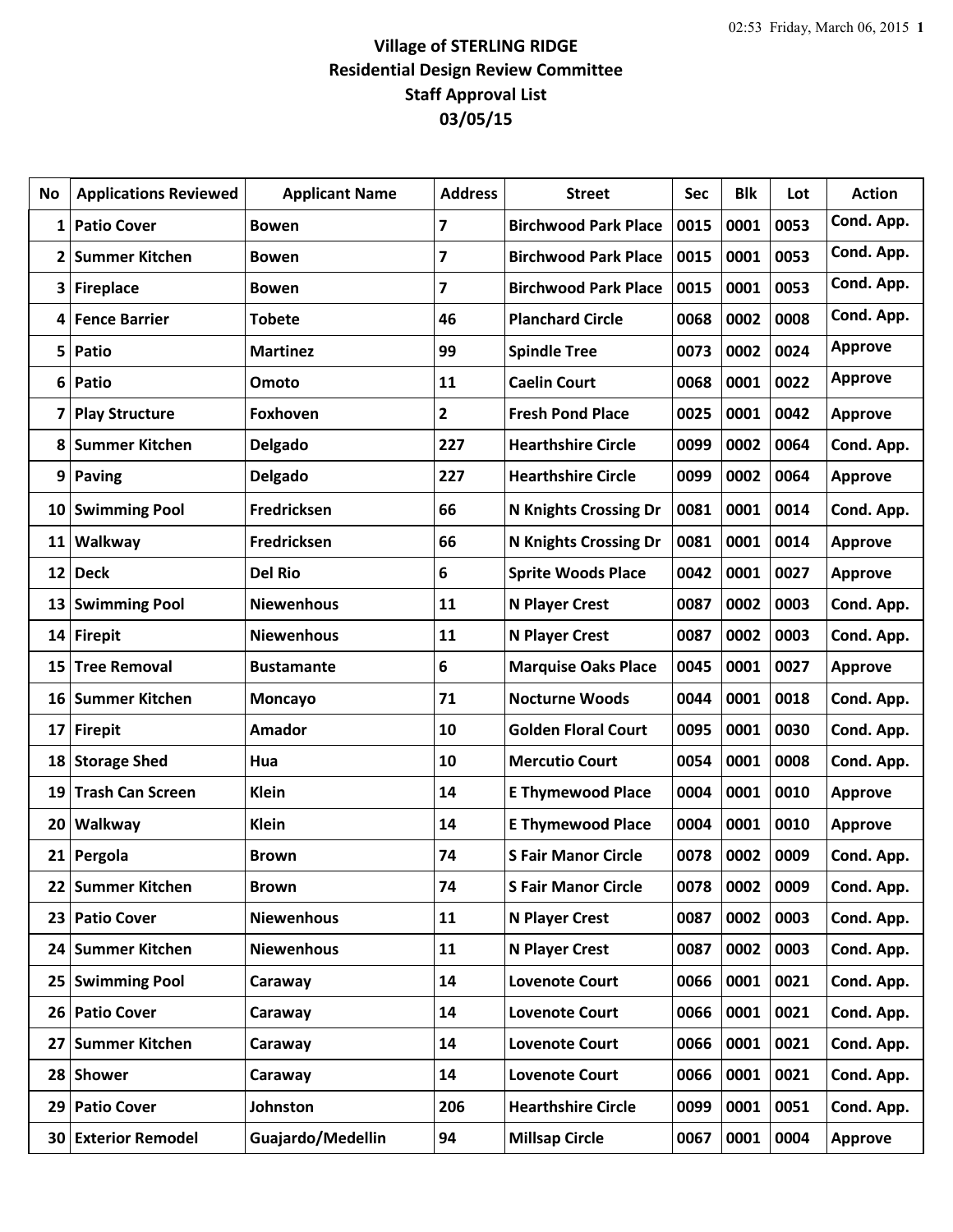# Village of STERLING RIDGE

## Residential Design Review Committee

## Staff Approval List

## 03/05/15

| No | Applications Reviewed | Applicant Name | Address | Street | Sec | Blk | Lot | Action |
|---|---|---|---|---|---|---|---|---|
| 1 | Patio Cover | Bowen | 7 | Birchwood Park Place | 0015 | 0001 | 0053 | Cond. App. |
| 2 | Summer Kitchen | Bowen | 7 | Birchwood Park Place | 0015 | 0001 | 0053 | Cond. App. |
| 3 | Fireplace | Bowen | 7 | Birchwood Park Place | 0015 | 0001 | 0053 | Cond. App. |
| 4 | Fence Barrier | Tobete | 46 | Planchard Circle | 0068 | 0002 | 0008 | Cond. App. |
| 5 | Patio | Martinez | 99 | Spindle Tree | 0073 | 0002 | 0024 | Approve |
| 6 | Patio | Omoto | 11 | Caelin Court | 0068 | 0001 | 0022 | Approve |
| 7 | Play Structure | Foxhoven | 2 | Fresh Pond Place | 0025 | 0001 | 0042 | Approve |
| 8 | Summer Kitchen | Delgado | 227 | Hearthshire Circle | 0099 | 0002 | 0064 | Cond. App. |
| 9 | Paving | Delgado | 227 | Hearthshire Circle | 0099 | 0002 | 0064 | Approve |
| 10 | Swimming Pool | Fredricksen | 66 | N Knights Crossing Dr | 0081 | 0001 | 0014 | Cond. App. |
| 11 | Walkway | Fredricksen | 66 | N Knights Crossing Dr | 0081 | 0001 | 0014 | Approve |
| 12 | Deck | Del Rio | 6 | Sprite Woods Place | 0042 | 0001 | 0027 | Approve |
| 13 | Swimming Pool | Niewenhous | 11 | N Player Crest | 0087 | 0002 | 0003 | Cond. App. |
| 14 | Firepit | Niewenhous | 11 | N Player Crest | 0087 | 0002 | 0003 | Cond. App. |
| 15 | Tree Removal | Bustamante | 6 | Marquise Oaks Place | 0045 | 0001 | 0027 | Approve |
| 16 | Summer Kitchen | Moncayo | 71 | Nocturne Woods | 0044 | 0001 | 0018 | Cond. App. |
| 17 | Firepit | Amador | 10 | Golden Floral Court | 0095 | 0001 | 0030 | Cond. App. |
| 18 | Storage Shed | Hua | 10 | Mercutio Court | 0054 | 0001 | 0008 | Cond. App. |
| 19 | Trash Can Screen | Klein | 14 | E Thymewood Place | 0004 | 0001 | 0010 | Approve |
| 20 | Walkway | Klein | 14 | E Thymewood Place | 0004 | 0001 | 0010 | Approve |
| 21 | Pergola | Brown | 74 | S Fair Manor Circle | 0078 | 0002 | 0009 | Cond. App. |
| 22 | Summer Kitchen | Brown | 74 | S Fair Manor Circle | 0078 | 0002 | 0009 | Cond. App. |
| 23 | Patio Cover | Niewenhous | 11 | N Player Crest | 0087 | 0002 | 0003 | Cond. App. |
| 24 | Summer Kitchen | Niewenhous | 11 | N Player Crest | 0087 | 0002 | 0003 | Cond. App. |
| 25 | Swimming Pool | Caraway | 14 | Lovenote Court | 0066 | 0001 | 0021 | Cond. App. |
| 26 | Patio Cover | Caraway | 14 | Lovenote Court | 0066 | 0001 | 0021 | Cond. App. |
| 27 | Summer Kitchen | Caraway | 14 | Lovenote Court | 0066 | 0001 | 0021 | Cond. App. |
| 28 | Shower | Caraway | 14 | Lovenote Court | 0066 | 0001 | 0021 | Cond. App. |
| 29 | Patio Cover | Johnston | 206 | Hearthshire Circle | 0099 | 0001 | 0051 | Cond. App. |
| 30 | Exterior Remodel | Guajardo/Medellin | 94 | Millsap Circle | 0067 | 0001 | 0004 | Approve |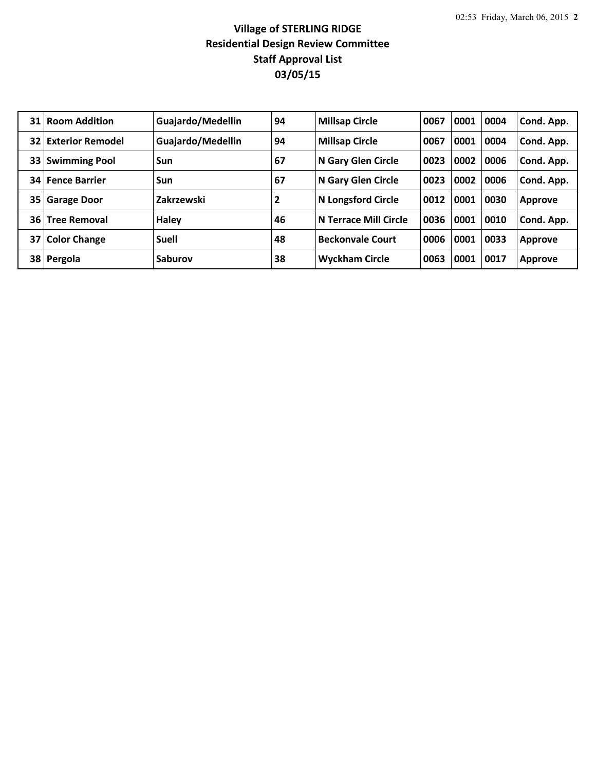**Village of STERLING RIDGE**
**Residential Design Review Committee**
**Staff Approval List**
**03/05/15**

| | | | | | | | | |
|---|---|---|---|---|---|---|---|---|
| 31 | Room Addition | Guajardo/Medellin | 94 | Millsap Circle | 0067 | 0001 | 0004 | Cond. App. |
| 32 | Exterior Remodel | Guajardo/Medellin | 94 | Millsap Circle | 0067 | 0001 | 0004 | Cond. App. |
| 33 | Swimming Pool | Sun | 67 | N Gary Glen Circle | 0023 | 0002 | 0006 | Cond. App. |
| 34 | Fence Barrier | Sun | 67 | N Gary Glen Circle | 0023 | 0002 | 0006 | Cond. App. |
| 35 | Garage Door | Zakrzewski | 2 | N Longsford Circle | 0012 | 0001 | 0030 | Approve |
| 36 | Tree Removal | Haley | 46 | N Terrace Mill Circle | 0036 | 0001 | 0010 | Cond. App. |
| 37 | Color Change | Suell | 48 | Beckonvale Court | 0006 | 0001 | 0033 | Approve |
| 38 | Pergola | Saburov | 38 | Wyckham Circle | 0063 | 0001 | 0017 | Approve |